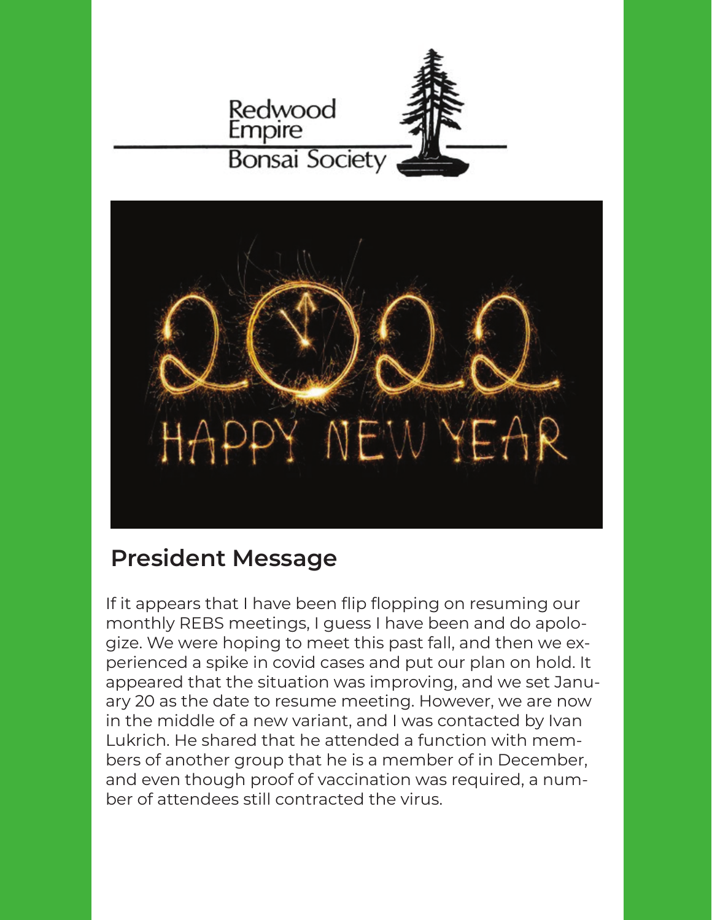Redwood Empire Bonsai Society

## President Message

If it appears that I have been flip flopping on resuming our monthly REBS meetings, I guess I have been and do apologize. We were hoping to meet this past fall, and then we experienced a spike in covid cases and put our plan on hold. It appeared that the situation was improving, and we set January 20 as the date to resume meeting. However, we are now in the middle of a new variant, and I was contacted by Ivan Lukrich. He shared that he attended a function with members of another group that he is a member of in December, and even though proof of vaccination was required, a number of attendees still contracted the virus.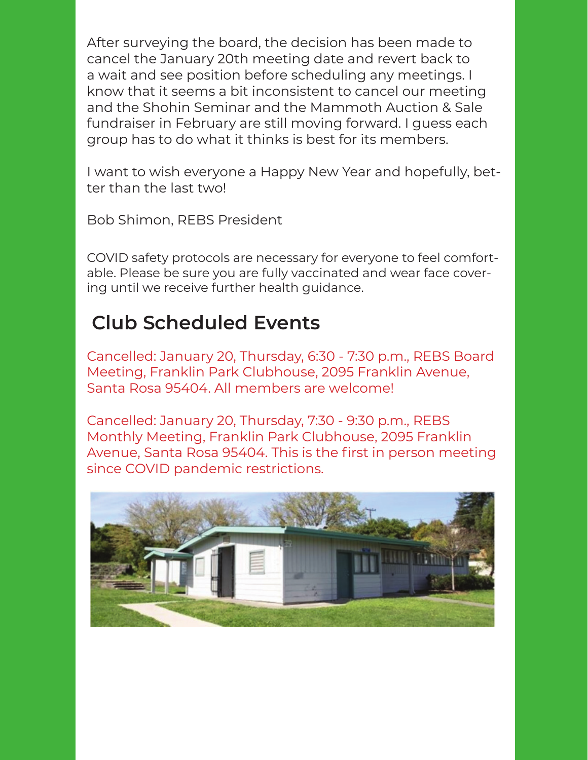After surveying the board, the decision has been made to cancel the January 20th meeting date and revert back to a wait and see position before scheduling any meetings. I know that it seems a bit inconsistent to cancel our meeting and the Shohin Seminar and the Mammoth Auction & Sale fundraiser in February are still moving forward. I guess each group has to do what it thinks is best for its members.

I want to wish everyone a Happy New Year and hopefully, better than the last two!

Bob Shimon, REBS President

COVID safety protocols are necessary for everyone to feel comfortable. Please be sure you are fully vaccinated and wear face covering until we receive further health guidance.

## Club Scheduled Events

Cancelled: January 20, Thursday, 6:30 - 7:30 p.m., REBS Board Meeting, Franklin Park Clubhouse, 2095 Franklin Avenue, Santa Rosa 95404. All members are welcome!

Cancelled: January 20, Thursday, 7:30 - 9:30 p.m., REBS Monthly Meeting, Franklin Park Clubhouse, 2095 Franklin Avenue, Santa Rosa 95404. This is the first in person meeting since COVID pandemic restrictions.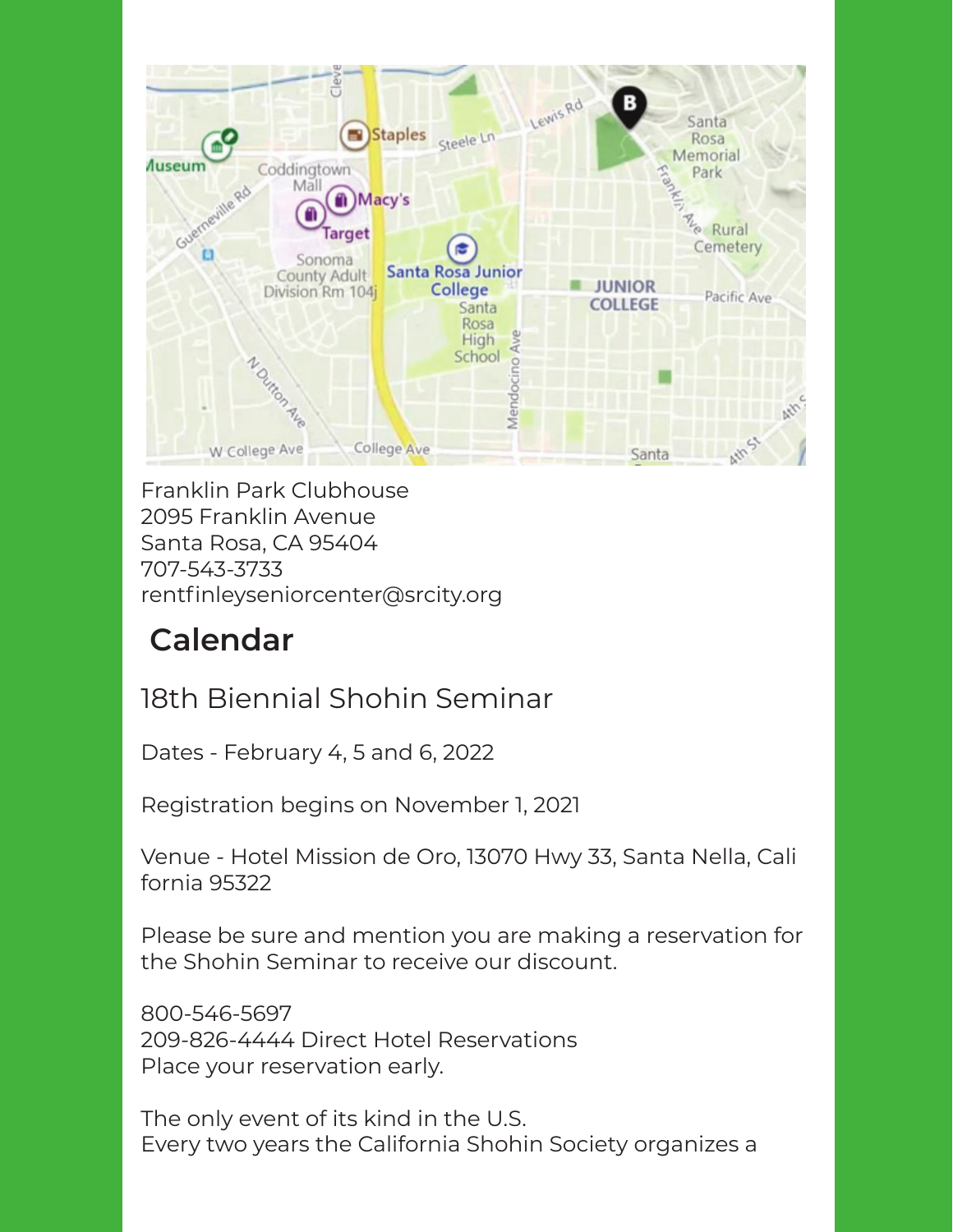Franklin Park Clubhouse
2095 Franklin Avenue
Santa Rosa, CA 95404
707-543-3733
rentfinleyseniorcenter@srcity.org

## Calendar

### 18th Biennial Shohin Seminar

Dates - February 4, 5 and 6, 2022

Registration begins on November 1, 2021

Venue - Hotel Mission de Oro, 13070 Hwy 33, Santa Nella, California 95322

Please be sure and mention you are making a reservation for the Shohin Seminar to receive our discount.

800-546-5697
209-826-4444 Direct Hotel Reservations
Place your reservation early.

The only event of its kind in the U.S.
Every two years the California Shohin Society organizes a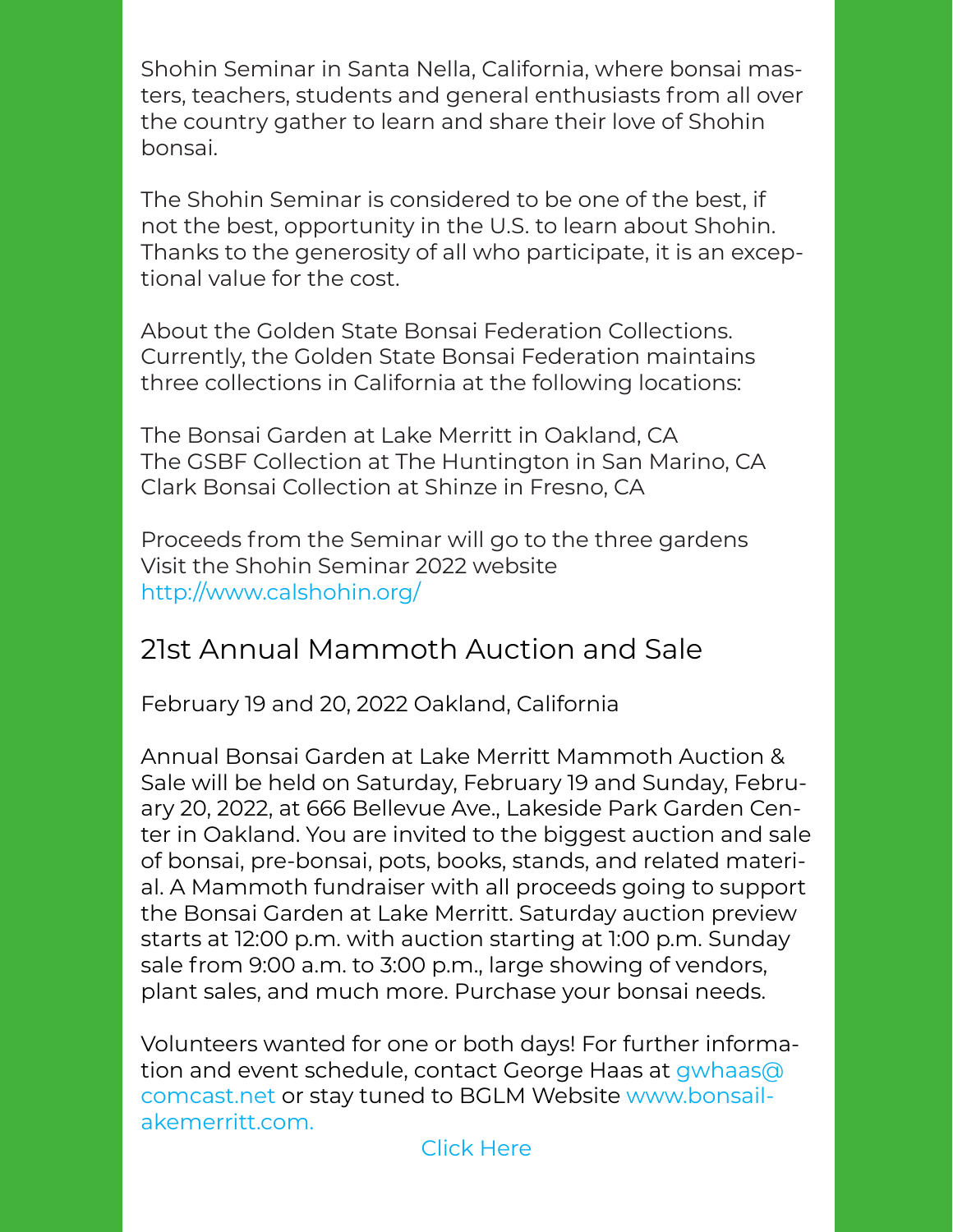Shohin Seminar in Santa Nella, California, where bonsai masters, teachers, students and general enthusiasts from all over the country gather to learn and share their love of Shohin bonsai.

The Shohin Seminar is considered to be one of the best, if not the best, opportunity in the U.S. to learn about Shohin. Thanks to the generosity of all who participate, it is an exceptional value for the cost.

About the Golden State Bonsai Federation Collections. Currently, the Golden State Bonsai Federation maintains three collections in California at the following locations:

The Bonsai Garden at Lake Merritt in Oakland, CA
The GSBF Collection at The Huntington in San Marino, CA
Clark Bonsai Collection at Shinze in Fresno, CA

Proceeds from the Seminar will go to the three gardens
Visit the Shohin Seminar 2022 website
http://www.calshohin.org/

## 21st Annual Mammoth Auction and Sale

February 19 and 20, 2022 Oakland, California

Annual Bonsai Garden at Lake Merritt Mammoth Auction & Sale will be held on Saturday, February 19 and Sunday, February 20, 2022, at 666 Bellevue Ave., Lakeside Park Garden Center in Oakland. You are invited to the biggest auction and sale of bonsai, pre-bonsai, pots, books, stands, and related material. A Mammoth fundraiser with all proceeds going to support the Bonsai Garden at Lake Merritt. Saturday auction preview starts at 12:00 p.m. with auction starting at 1:00 p.m. Sunday sale from 9:00 a.m. to 3:00 p.m., large showing of vendors, plant sales, and much more. Purchase your bonsai needs.

Volunteers wanted for one or both days! For further information and event schedule, contact George Haas at gwhaas@comcast.net or stay tuned to BGLM Website www.bonsailakemerritt.com.

Click Here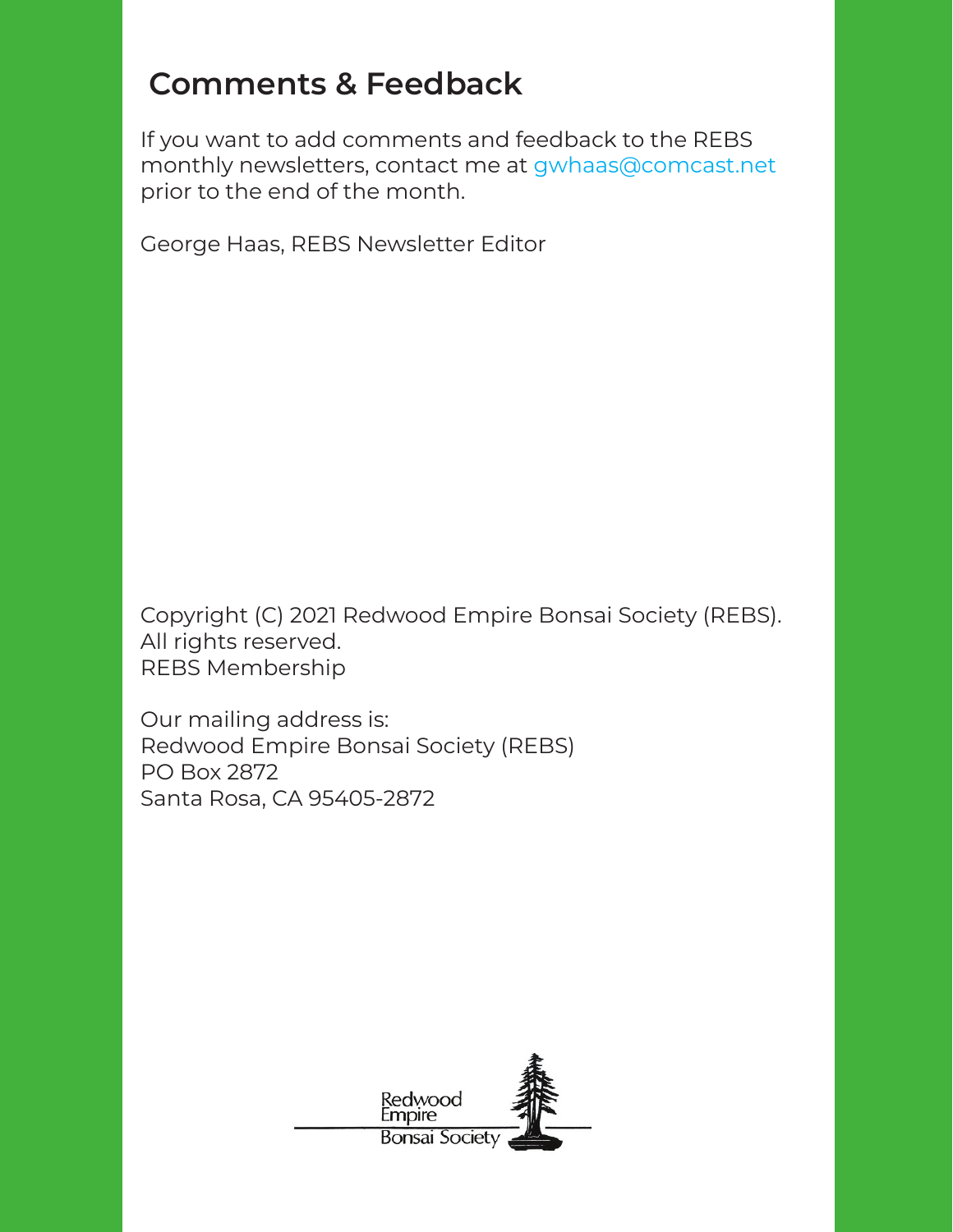## Comments & Feedback

If you want to add comments and feedback to the REBS monthly newsletters, contact me at gwhaas@comcast.net prior to the end of the month.

George Haas, REBS Newsletter Editor

Copyright (C) 2021 Redwood Empire Bonsai Society (REBS).
All rights reserved.
REBS Membership

Our mailing address is:
Redwood Empire Bonsai Society (REBS)
PO Box 2872
Santa Rosa, CA 95405-2872

Redwood
Empire
Bonsai Society